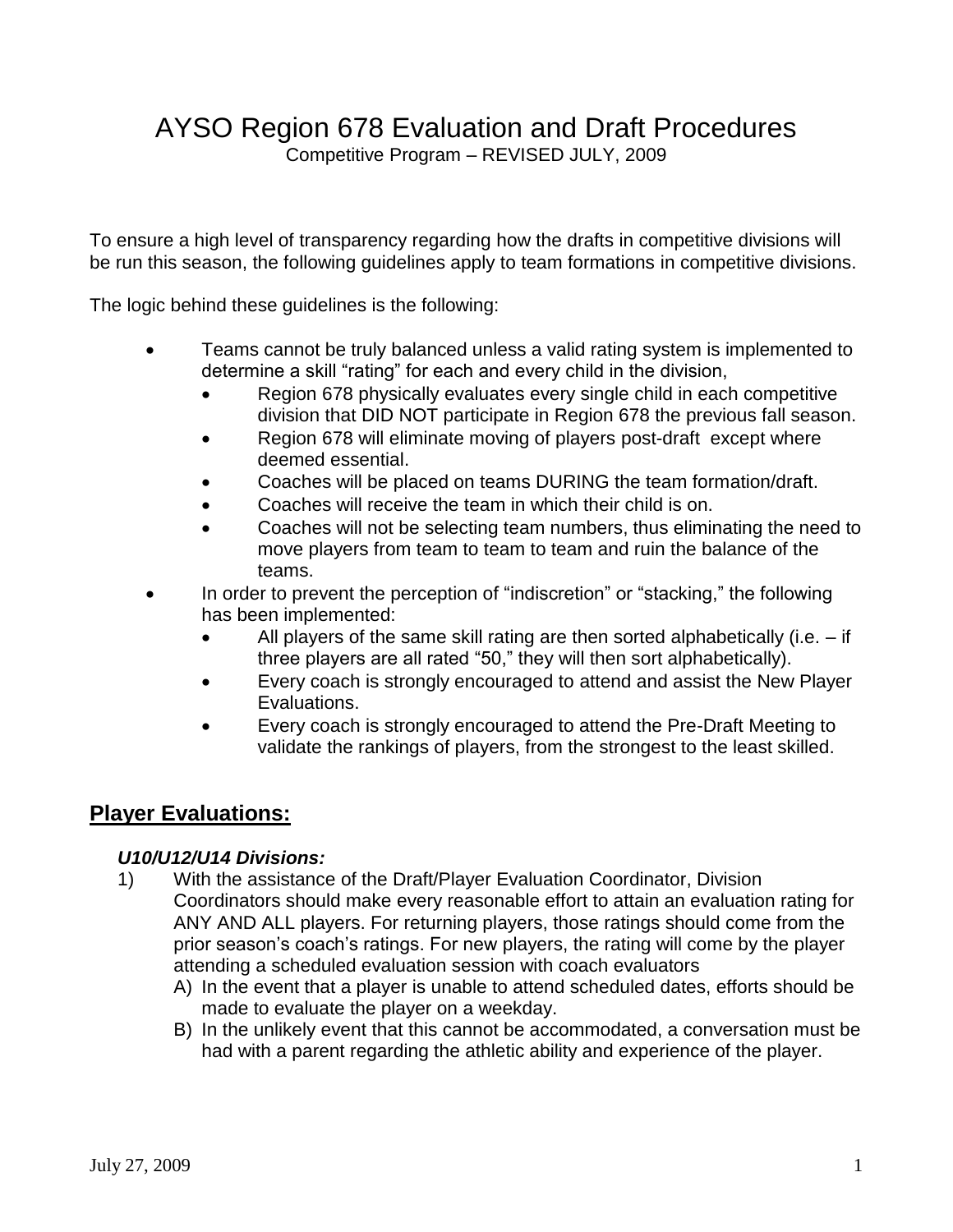# AYSO Region 678 Evaluation and Draft Procedures

Competitive Program – REVISED JULY, 2009

To ensure a high level of transparency regarding how the drafts in competitive divisions will be run this season, the following guidelines apply to team formations in competitive divisions.

The logic behind these guidelines is the following:

- Teams cannot be truly balanced unless a valid rating system is implemented to determine a skill "rating" for each and every child in the division,
  - Region 678 physically evaluates every single child in each competitive division that DID NOT participate in Region 678 the previous fall season.
  - Region 678 will eliminate moving of players post-draft except where deemed essential.
  - Coaches will be placed on teams DURING the team formation/draft.
  - Coaches will receive the team in which their child is on.
  - Coaches will not be selecting team numbers, thus eliminating the need to move players from team to team to team and ruin the balance of the teams.
- In order to prevent the perception of "indiscretion" or "stacking," the following has been implemented:
  - All players of the same skill rating are then sorted alphabetically (i.e. – if three players are all rated "50," they will then sort alphabetically).
  - Every coach is strongly encouraged to attend and assist the New Player Evaluations.
  - Every coach is strongly encouraged to attend the Pre-Draft Meeting to validate the rankings of players, from the strongest to the least skilled.

## Player Evaluations:

### *U10/U12/U14 Divisions:*

1) With the assistance of the Draft/Player Evaluation Coordinator, Division Coordinators should make every reasonable effort to attain an evaluation rating for ANY AND ALL players. For returning players, those ratings should come from the prior season's coach's ratings. For new players, the rating will come by the player attending a scheduled evaluation session with coach evaluators
   - A) In the event that a player is unable to attend scheduled dates, efforts should be made to evaluate the player on a weekday.
   - B) In the unlikely event that this cannot be accommodated, a conversation must be had with a parent regarding the athletic ability and experience of the player.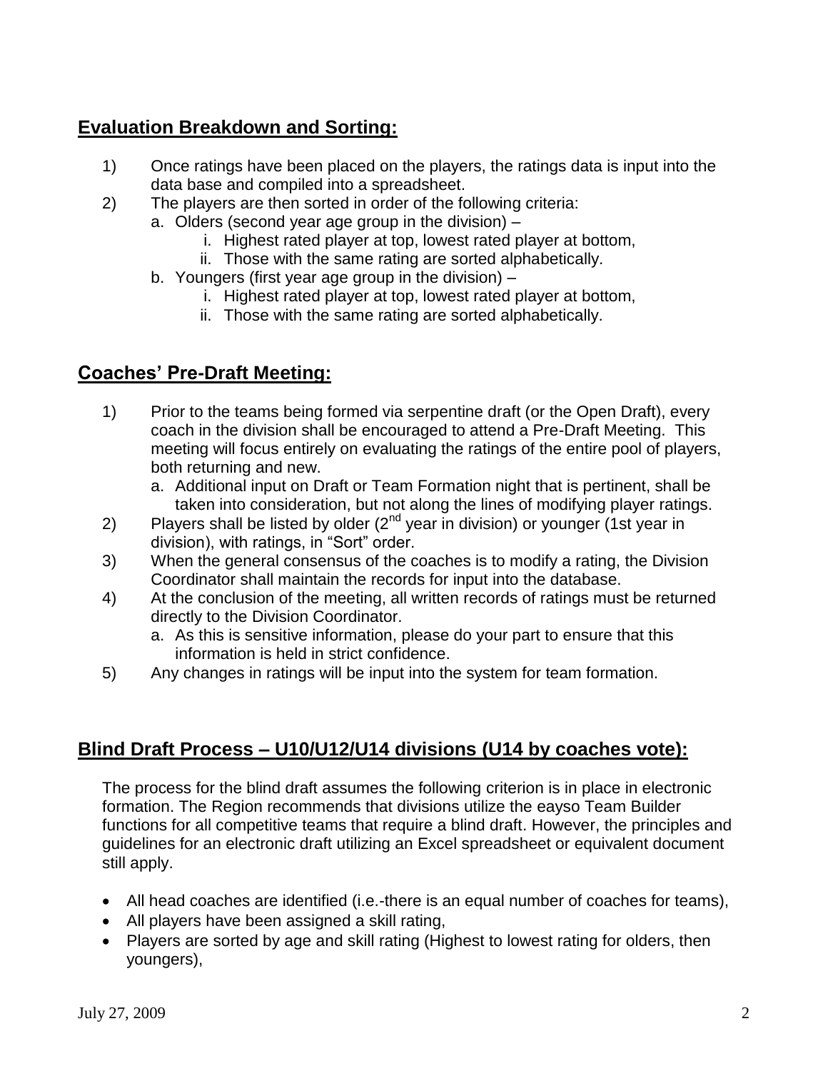## Evaluation Breakdown and Sorting:

1) Once ratings have been placed on the players, the ratings data is input into the data base and compiled into a spreadsheet.
2) The players are then sorted in order of the following criteria:
   a. Olders (second year age group in the division) –
      i. Highest rated player at top, lowest rated player at bottom,
      ii. Those with the same rating are sorted alphabetically.
   b. Youngers (first year age group in the division) –
      i. Highest rated player at top, lowest rated player at bottom,
      ii. Those with the same rating are sorted alphabetically.

## Coaches' Pre-Draft Meeting:

1) Prior to the teams being formed via serpentine draft (or the Open Draft), every coach in the division shall be encouraged to attend a Pre-Draft Meeting. This meeting will focus entirely on evaluating the ratings of the entire pool of players, both returning and new.
   a. Additional input on Draft or Team Formation night that is pertinent, shall be taken into consideration, but not along the lines of modifying player ratings.
2) Players shall be listed by older (2nd year in division) or younger (1st year in division), with ratings, in "Sort" order.
3) When the general consensus of the coaches is to modify a rating, the Division Coordinator shall maintain the records for input into the database.
4) At the conclusion of the meeting, all written records of ratings must be returned directly to the Division Coordinator.
   a. As this is sensitive information, please do your part to ensure that this information is held in strict confidence.
5) Any changes in ratings will be input into the system for team formation.

## Blind Draft Process – U10/U12/U14 divisions (U14 by coaches vote):

The process for the blind draft assumes the following criterion is in place in electronic formation. The Region recommends that divisions utilize the eayso Team Builder functions for all competitive teams that require a blind draft. However, the principles and guidelines for an electronic draft utilizing an Excel spreadsheet or equivalent document still apply.

- All head coaches are identified (i.e.-there is an equal number of coaches for teams),
- All players have been assigned a skill rating,
- Players are sorted by age and skill rating (Highest to lowest rating for olders, then youngers),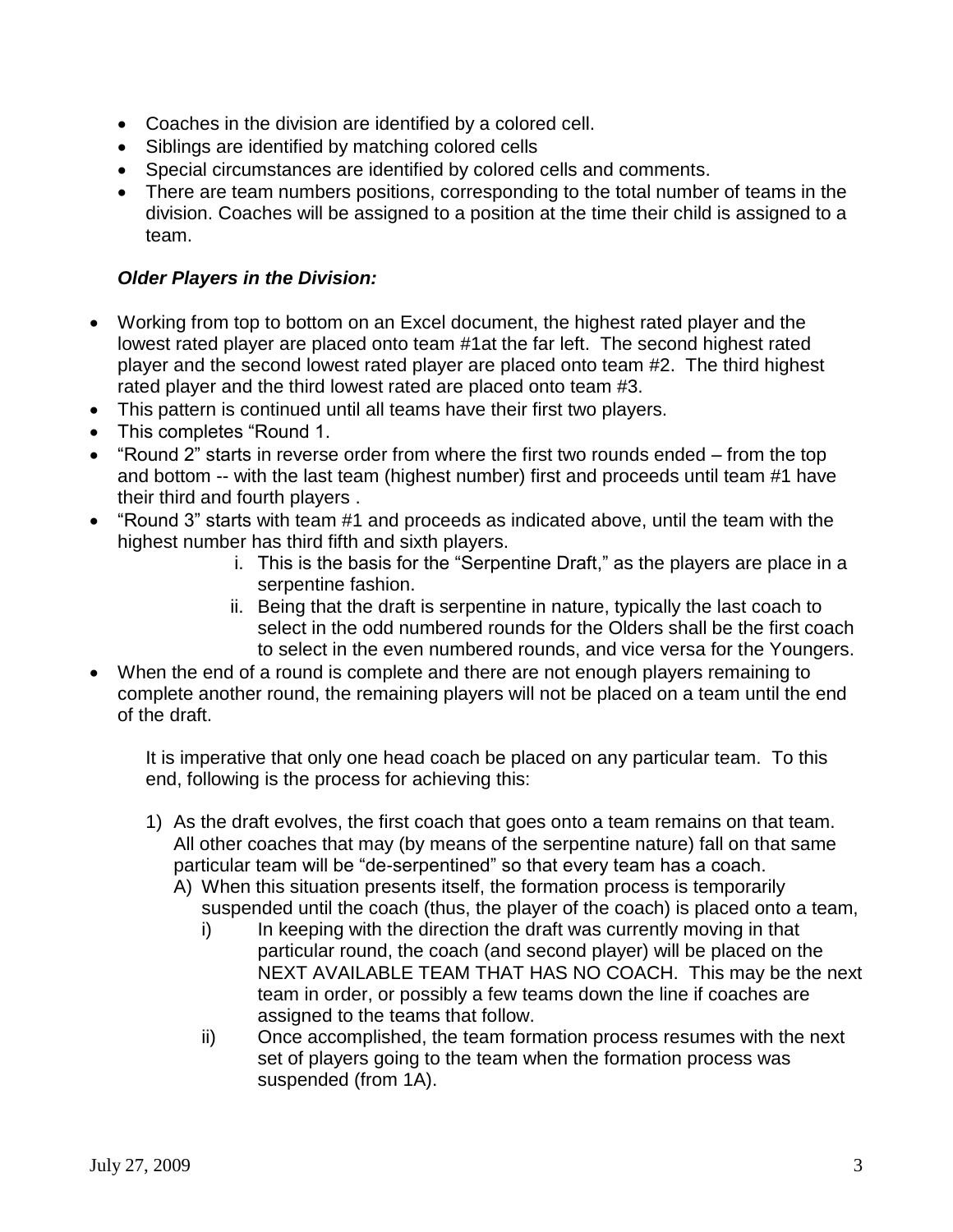- Coaches in the division are identified by a colored cell.
- Siblings are identified by matching colored cells
- Special circumstances are identified by colored cells and comments.
- There are team numbers positions, corresponding to the total number of teams in the division. Coaches will be assigned to a position at the time their child is assigned to a team.

***Older Players in the Division:***

- Working from top to bottom on an Excel document, the highest rated player and the lowest rated player are placed onto team #1at the far left. The second highest rated player and the second lowest rated player are placed onto team #2. The third highest rated player and the third lowest rated are placed onto team #3.
- This pattern is continued until all teams have their first two players.
- This completes "Round 1.
- "Round 2" starts in reverse order from where the first two rounds ended – from the top and bottom -- with the last team (highest number) first and proceeds until team #1 have their third and fourth players .
- "Round 3" starts with team #1 and proceeds as indicated above, until the team with the highest number has third fifth and sixth players.
    - i. This is the basis for the "Serpentine Draft," as the players are place in a serpentine fashion.
    - ii. Being that the draft is serpentine in nature, typically the last coach to select in the odd numbered rounds for the Olders shall be the first coach to select in the even numbered rounds, and vice versa for the Youngers.
- When the end of a round is complete and there are not enough players remaining to complete another round, the remaining players will not be placed on a team until the end of the draft.

It is imperative that only one head coach be placed on any particular team. To this end, following is the process for achieving this:

1) As the draft evolves, the first coach that goes onto a team remains on that team. All other coaches that may (by means of the serpentine nature) fall on that same particular team will be "de-serpentined" so that every team has a coach.
    - A) When this situation presents itself, the formation process is temporarily suspended until the coach (thus, the player of the coach) is placed onto a team,
        - i) In keeping with the direction the draft was currently moving in that particular round, the coach (and second player) will be placed on the NEXT AVAILABLE TEAM THAT HAS NO COACH. This may be the next team in order, or possibly a few teams down the line if coaches are assigned to the teams that follow.
        - ii) Once accomplished, the team formation process resumes with the next set of players going to the team when the formation process was suspended (from 1A).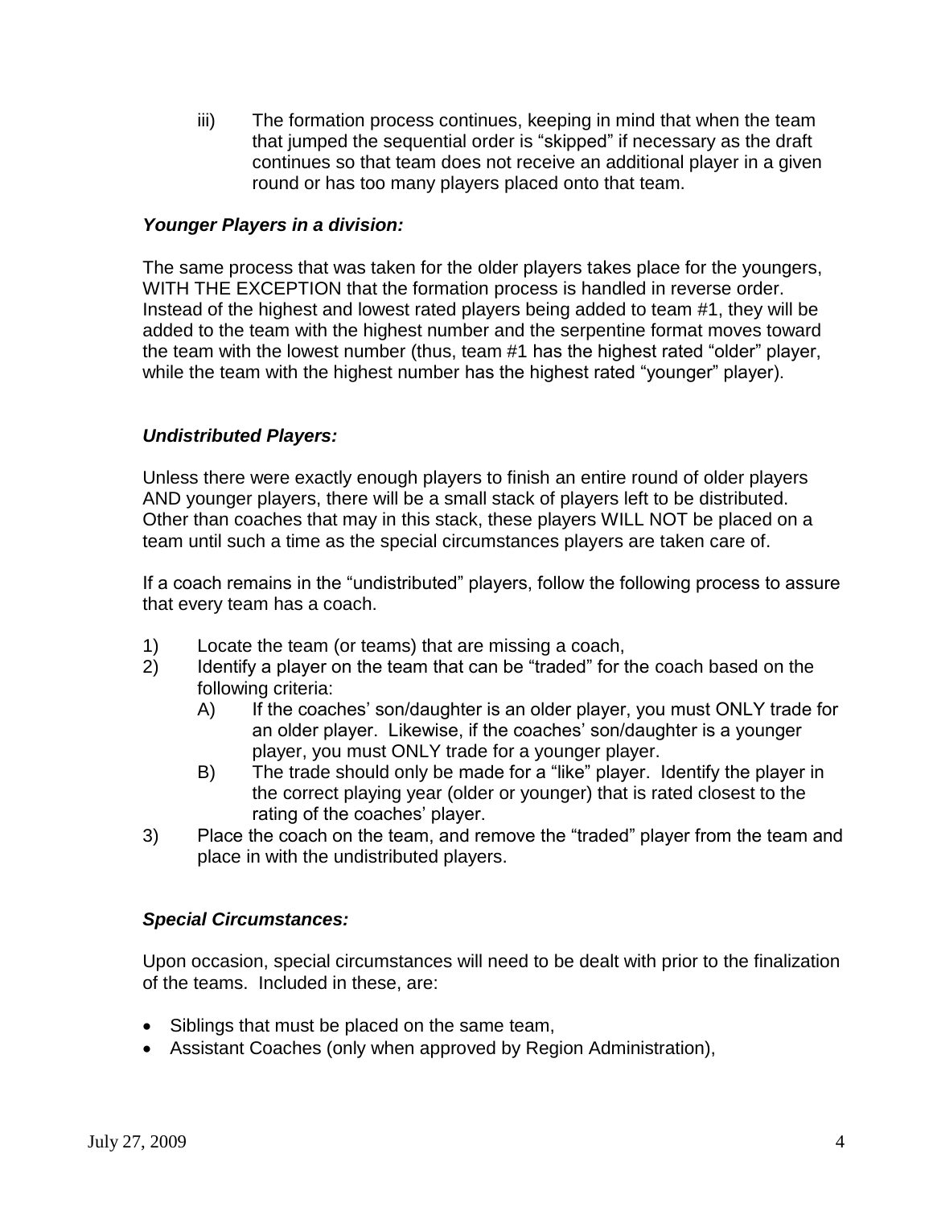iii) The formation process continues, keeping in mind that when the team that jumped the sequential order is "skipped" if necessary as the draft continues so that team does not receive an additional player in a given round or has too many players placed onto that team.

***Younger Players in a division:***

The same process that was taken for the older players takes place for the youngers, WITH THE EXCEPTION that the formation process is handled in reverse order. Instead of the highest and lowest rated players being added to team #1, they will be added to the team with the highest number and the serpentine format moves toward the team with the lowest number (thus, team #1 has the highest rated "older" player, while the team with the highest number has the highest rated "younger" player).

***Undistributed Players:***

Unless there were exactly enough players to finish an entire round of older players AND younger players, there will be a small stack of players left to be distributed. Other than coaches that may in this stack, these players WILL NOT be placed on a team until such a time as the special circumstances players are taken care of.

If a coach remains in the "undistributed" players, follow the following process to assure that every team has a coach.

1) Locate the team (or teams) that are missing a coach,
2) Identify a player on the team that can be "traded" for the coach based on the following criteria:
   A) If the coaches' son/daughter is an older player, you must ONLY trade for an older player. Likewise, if the coaches' son/daughter is a younger player, you must ONLY trade for a younger player.
   B) The trade should only be made for a "like" player. Identify the player in the correct playing year (older or younger) that is rated closest to the rating of the coaches' player.
3) Place the coach on the team, and remove the "traded" player from the team and place in with the undistributed players.

***Special Circumstances:***

Upon occasion, special circumstances will need to be dealt with prior to the finalization of the teams. Included in these, are:

- Siblings that must be placed on the same team,
- Assistant Coaches (only when approved by Region Administration),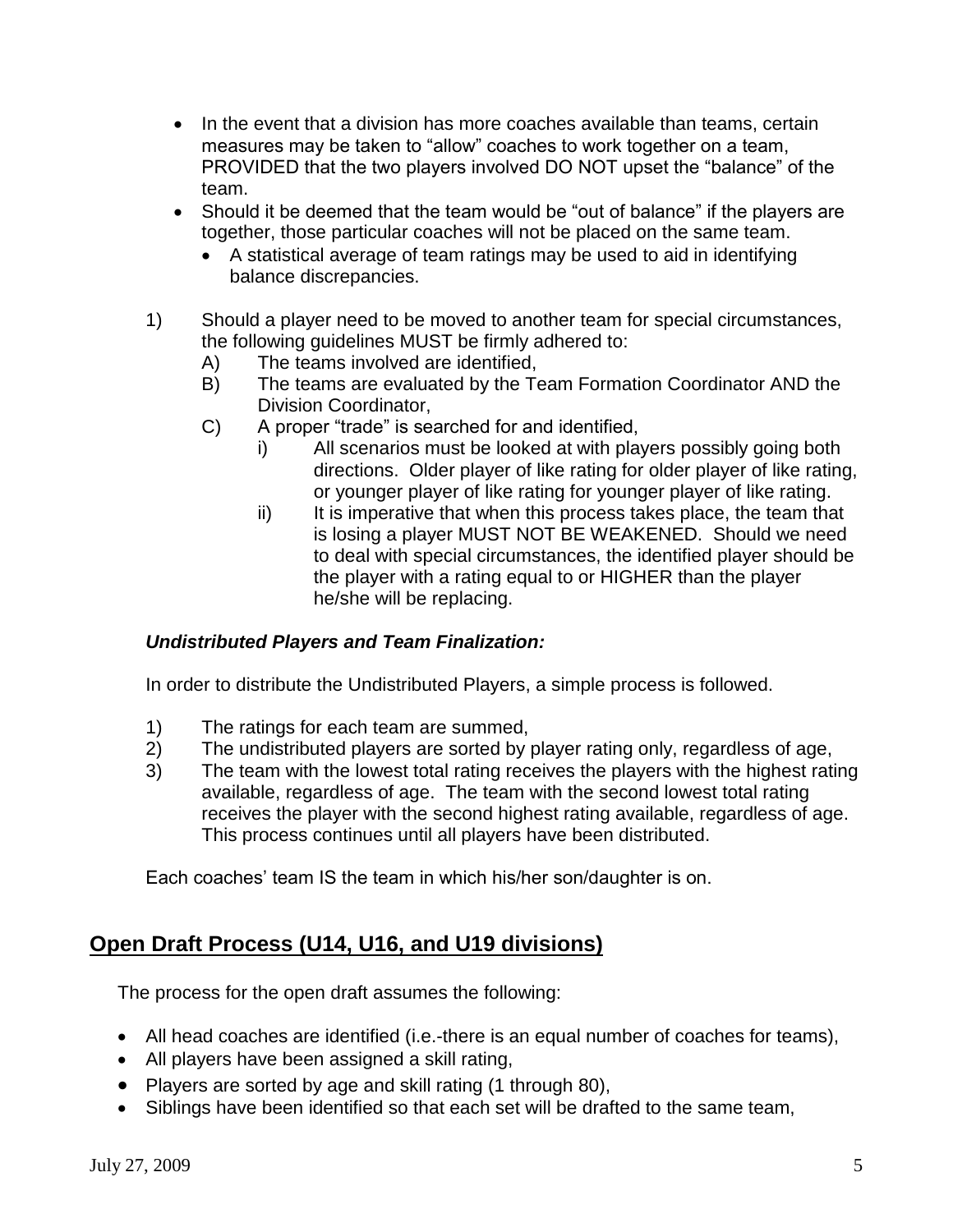- In the event that a division has more coaches available than teams, certain measures may be taken to “allow” coaches to work together on a team, PROVIDED that the two players involved DO NOT upset the “balance” of the team.
- Should it be deemed that the team would be “out of balance” if the players are together, those particular coaches will not be placed on the same team.
  - A statistical average of team ratings may be used to aid in identifying balance discrepancies.

1) Should a player need to be moved to another team for special circumstances, the following guidelines MUST be firmly adhered to:
   - A) The teams involved are identified,
   - B) The teams are evaluated by the Team Formation Coordinator AND the Division Coordinator,
   - C) A proper “trade” is searched for and identified,
     - i) All scenarios must be looked at with players possibly going both directions. Older player of like rating for older player of like rating, or younger player of like rating for younger player of like rating.
     - ii) It is imperative that when this process takes place, the team that is losing a player MUST NOT BE WEAKENED. Should we need to deal with special circumstances, the identified player should be the player with a rating equal to or HIGHER than the player he/she will be replacing.

***Undistributed Players and Team Finalization:***

In order to distribute the Undistributed Players, a simple process is followed.

1) The ratings for each team are summed,
2) The undistributed players are sorted by player rating only, regardless of age,
3) The team with the lowest total rating receives the players with the highest rating available, regardless of age. The team with the second lowest total rating receives the player with the second highest rating available, regardless of age. This process continues until all players have been distributed.

Each coaches’ team IS the team in which his/her son/daughter is on.

## Open Draft Process (U14, U16, and U19 divisions)

The process for the open draft assumes the following:

- All head coaches are identified (i.e.-there is an equal number of coaches for teams),
- All players have been assigned a skill rating,
- Players are sorted by age and skill rating (1 through 80),
- Siblings have been identified so that each set will be drafted to the same team,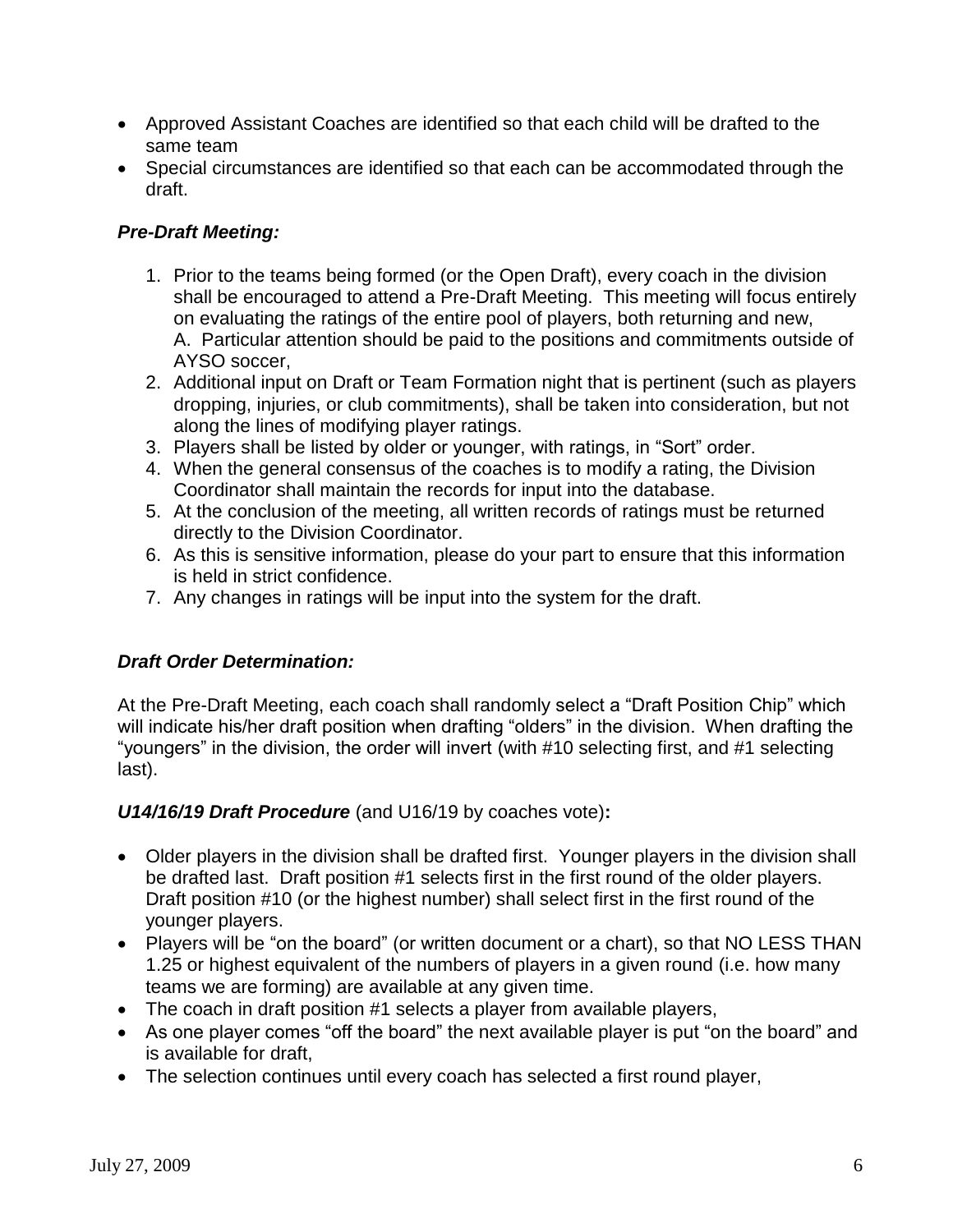- Approved Assistant Coaches are identified so that each child will be drafted to the same team
- Special circumstances are identified so that each can be accommodated through the draft.

***Pre-Draft Meeting:***

1. Prior to the teams being formed (or the Open Draft), every coach in the division shall be encouraged to attend a Pre-Draft Meeting. This meeting will focus entirely on evaluating the ratings of the entire pool of players, both returning and new,
   A. Particular attention should be paid to the positions and commitments outside of AYSO soccer,
2. Additional input on Draft or Team Formation night that is pertinent (such as players dropping, injuries, or club commitments), shall be taken into consideration, but not along the lines of modifying player ratings.
3. Players shall be listed by older or younger, with ratings, in "Sort" order.
4. When the general consensus of the coaches is to modify a rating, the Division Coordinator shall maintain the records for input into the database.
5. At the conclusion of the meeting, all written records of ratings must be returned directly to the Division Coordinator.
6. As this is sensitive information, please do your part to ensure that this information is held in strict confidence.
7. Any changes in ratings will be input into the system for the draft.

***Draft Order Determination:***

At the Pre-Draft Meeting, each coach shall randomly select a "Draft Position Chip" which will indicate his/her draft position when drafting "olders" in the division. When drafting the "youngers" in the division, the order will invert (with #10 selecting first, and #1 selecting last).

***U14/16/19 Draft Procedure*** (and U16/19 by coaches vote)**:**

- Older players in the division shall be drafted first. Younger players in the division shall be drafted last. Draft position #1 selects first in the first round of the older players. Draft position #10 (or the highest number) shall select first in the first round of the younger players.
- Players will be "on the board" (or written document or a chart), so that NO LESS THAN 1.25 or highest equivalent of the numbers of players in a given round (i.e. how many teams we are forming) are available at any given time.
- The coach in draft position #1 selects a player from available players,
- As one player comes "off the board" the next available player is put "on the board" and is available for draft,
- The selection continues until every coach has selected a first round player,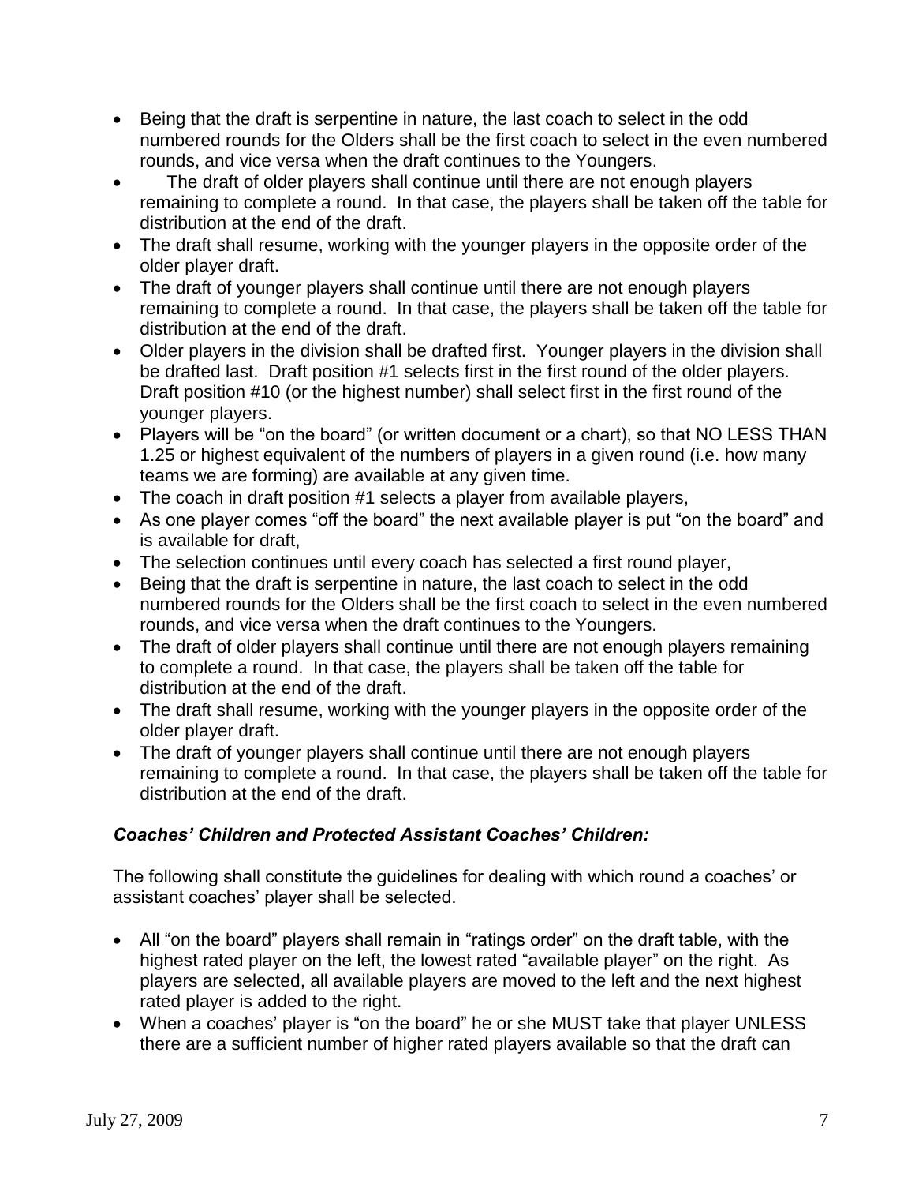- Being that the draft is serpentine in nature, the last coach to select in the odd numbered rounds for the Olders shall be the first coach to select in the even numbered rounds, and vice versa when the draft continues to the Youngers.
- The draft of older players shall continue until there are not enough players remaining to complete a round. In that case, the players shall be taken off the table for distribution at the end of the draft.
- The draft shall resume, working with the younger players in the opposite order of the older player draft.
- The draft of younger players shall continue until there are not enough players remaining to complete a round. In that case, the players shall be taken off the table for distribution at the end of the draft.
- Older players in the division shall be drafted first. Younger players in the division shall be drafted last. Draft position #1 selects first in the first round of the older players. Draft position #10 (or the highest number) shall select first in the first round of the younger players.
- Players will be "on the board" (or written document or a chart), so that NO LESS THAN 1.25 or highest equivalent of the numbers of players in a given round (i.e. how many teams we are forming) are available at any given time.
- The coach in draft position #1 selects a player from available players,
- As one player comes "off the board" the next available player is put "on the board" and is available for draft,
- The selection continues until every coach has selected a first round player,
- Being that the draft is serpentine in nature, the last coach to select in the odd numbered rounds for the Olders shall be the first coach to select in the even numbered rounds, and vice versa when the draft continues to the Youngers.
- The draft of older players shall continue until there are not enough players remaining to complete a round. In that case, the players shall be taken off the table for distribution at the end of the draft.
- The draft shall resume, working with the younger players in the opposite order of the older player draft.
- The draft of younger players shall continue until there are not enough players remaining to complete a round. In that case, the players shall be taken off the table for distribution at the end of the draft.

### *Coaches' Children and Protected Assistant Coaches' Children:*

The following shall constitute the guidelines for dealing with which round a coaches' or assistant coaches' player shall be selected.

- All "on the board" players shall remain in "ratings order" on the draft table, with the highest rated player on the left, the lowest rated "available player" on the right. As players are selected, all available players are moved to the left and the next highest rated player is added to the right.
- When a coaches' player is "on the board" he or she MUST take that player UNLESS there are a sufficient number of higher rated players available so that the draft can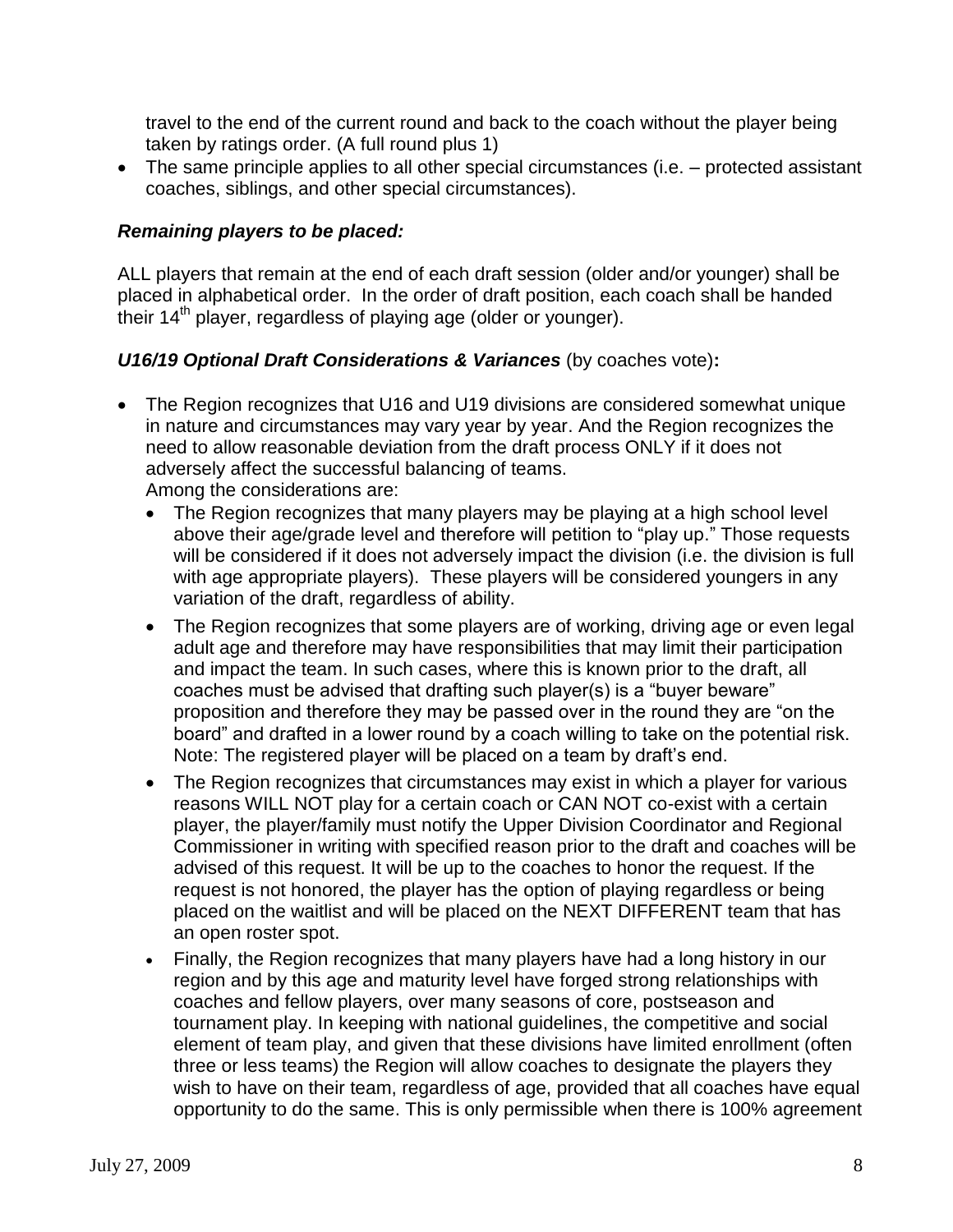travel to the end of the current round and back to the coach without the player being taken by ratings order. (A full round plus 1)

- The same principle applies to all other special circumstances (i.e. – protected assistant coaches, siblings, and other special circumstances).

***Remaining players to be placed:***

ALL players that remain at the end of each draft session (older and/or younger) shall be placed in alphabetical order. In the order of draft position, each coach shall be handed their 14th player, regardless of playing age (older or younger).

***U16/19 Optional Draft Considerations & Variances*** (by coaches vote)**:**

- The Region recognizes that U16 and U19 divisions are considered somewhat unique in nature and circumstances may vary year by year. And the Region recognizes the need to allow reasonable deviation from the draft process ONLY if it does not adversely affect the successful balancing of teams.
  Among the considerations are:
  - The Region recognizes that many players may be playing at a high school level above their age/grade level and therefore will petition to "play up." Those requests will be considered if it does not adversely impact the division (i.e. the division is full with age appropriate players). These players will be considered youngers in any variation of the draft, regardless of ability.
  - The Region recognizes that some players are of working, driving age or even legal adult age and therefore may have responsibilities that may limit their participation and impact the team. In such cases, where this is known prior to the draft, all coaches must be advised that drafting such player(s) is a "buyer beware" proposition and therefore they may be passed over in the round they are "on the board" and drafted in a lower round by a coach willing to take on the potential risk. Note: The registered player will be placed on a team by draft's end.
  - The Region recognizes that circumstances may exist in which a player for various reasons WILL NOT play for a certain coach or CAN NOT co-exist with a certain player, the player/family must notify the Upper Division Coordinator and Regional Commissioner in writing with specified reason prior to the draft and coaches will be advised of this request. It will be up to the coaches to honor the request. If the request is not honored, the player has the option of playing regardless or being placed on the waitlist and will be placed on the NEXT DIFFERENT team that has an open roster spot.
  - Finally, the Region recognizes that many players have had a long history in our region and by this age and maturity level have forged strong relationships with coaches and fellow players, over many seasons of core, postseason and tournament play. In keeping with national guidelines, the competitive and social element of team play, and given that these divisions have limited enrollment (often three or less teams) the Region will allow coaches to designate the players they wish to have on their team, regardless of age, provided that all coaches have equal opportunity to do the same. This is only permissible when there is 100% agreement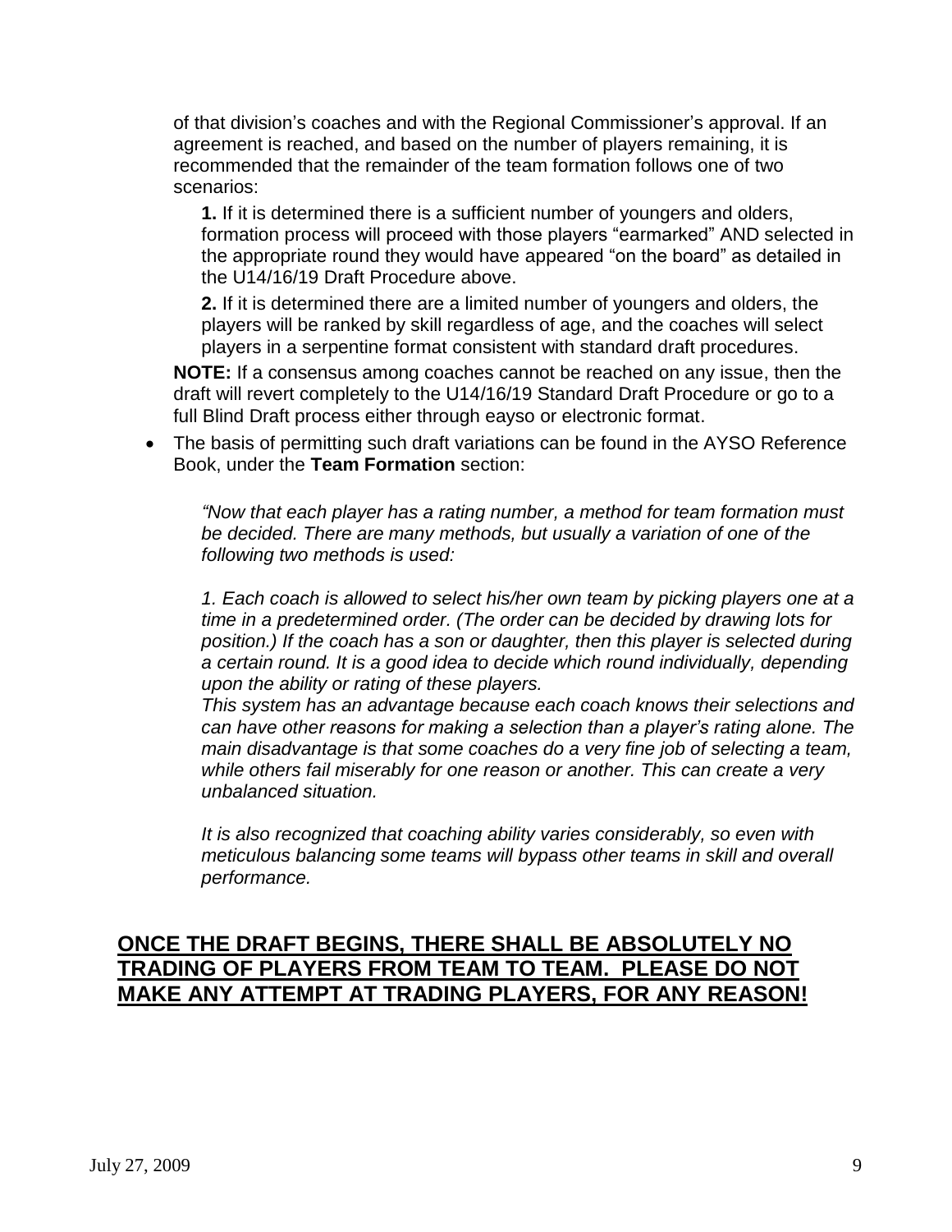of that division's coaches and with the Regional Commissioner's approval. If an agreement is reached, and based on the number of players remaining, it is recommended that the remainder of the team formation follows one of two scenarios:

**1.** If it is determined there is a sufficient number of youngers and olders, formation process will proceed with those players "earmarked" AND selected in the appropriate round they would have appeared "on the board" as detailed in the U14/16/19 Draft Procedure above.

**2.** If it is determined there are a limited number of youngers and olders, the players will be ranked by skill regardless of age, and the coaches will select players in a serpentine format consistent with standard draft procedures.

**NOTE:** If a consensus among coaches cannot be reached on any issue, then the draft will revert completely to the U14/16/19 Standard Draft Procedure or go to a full Blind Draft process either through eayso or electronic format.

- The basis of permitting such draft variations can be found in the AYSO Reference Book, under the **Team Formation** section:

> *"Now that each player has a rating number, a method for team formation must be decided. There are many methods, but usually a variation of one of the following two methods is used:*
>
> *1. Each coach is allowed to select his/her own team by picking players one at a time in a predetermined order. (The order can be decided by drawing lots for position.) If the coach has a son or daughter, then this player is selected during a certain round. It is a good idea to decide which round individually, depending upon the ability or rating of these players.*
> *This system has an advantage because each coach knows their selections and can have other reasons for making a selection than a player's rating alone. The main disadvantage is that some coaches do a very fine job of selecting a team, while others fail miserably for one reason or another. This can create a very unbalanced situation.*
>
> *It is also recognized that coaching ability varies considerably, so even with meticulous balancing some teams will bypass other teams in skill and overall performance.*

## <u>ONCE THE DRAFT BEGINS, THERE SHALL BE ABSOLUTELY NO TRADING OF PLAYERS FROM TEAM TO TEAM. PLEASE DO NOT MAKE ANY ATTEMPT AT TRADING PLAYERS, FOR ANY REASON!</u>

July 27, 2009